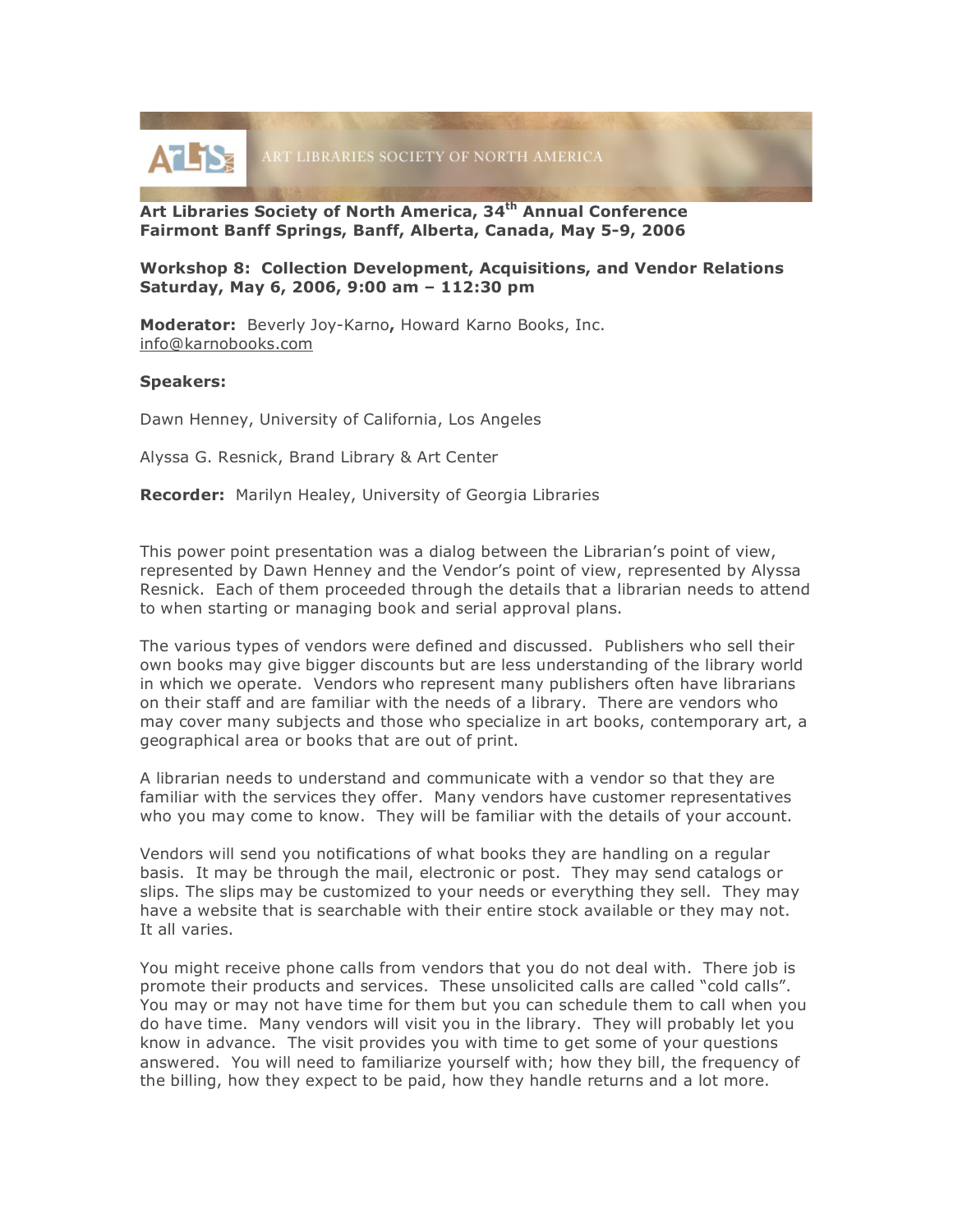ART LIBRARIES SOCIETY OF NORTH AMERICA

**Art Libraries Society of North America, 34th Annual Conference**
**Fairmont Banff Springs, Banff, Alberta, Canada, May 5-9, 2006**

**Workshop 8: Collection Development, Acquisitions, and Vendor Relations**
**Saturday, May 6, 2006, 9:00 am – 112:30 pm**

**Moderator:** Beverly Joy-Karno**,** Howard Karno Books, Inc.
info@karnobooks.com

**Speakers:**

Dawn Henney, University of California, Los Angeles

Alyssa G. Resnick, Brand Library & Art Center

**Recorder:** Marilyn Healey, University of Georgia Libraries

This power point presentation was a dialog between the Librarian's point of view, represented by Dawn Henney and the Vendor's point of view, represented by Alyssa Resnick. Each of them proceeded through the details that a librarian needs to attend to when starting or managing book and serial approval plans.

The various types of vendors were defined and discussed. Publishers who sell their own books may give bigger discounts but are less understanding of the library world in which we operate. Vendors who represent many publishers often have librarians on their staff and are familiar with the needs of a library. There are vendors who may cover many subjects and those who specialize in art books, contemporary art, a geographical area or books that are out of print.

A librarian needs to understand and communicate with a vendor so that they are familiar with the services they offer. Many vendors have customer representatives who you may come to know. They will be familiar with the details of your account.

Vendors will send you notifications of what books they are handling on a regular basis. It may be through the mail, electronic or post. They may send catalogs or slips. The slips may be customized to your needs or everything they sell. They may have a website that is searchable with their entire stock available or they may not. It all varies.

You might receive phone calls from vendors that you do not deal with. There job is promote their products and services. These unsolicited calls are called "cold calls". You may or may not have time for them but you can schedule them to call when you do have time. Many vendors will visit you in the library. They will probably let you know in advance. The visit provides you with time to get some of your questions answered. You will need to familiarize yourself with; how they bill, the frequency of the billing, how they expect to be paid, how they handle returns and a lot more.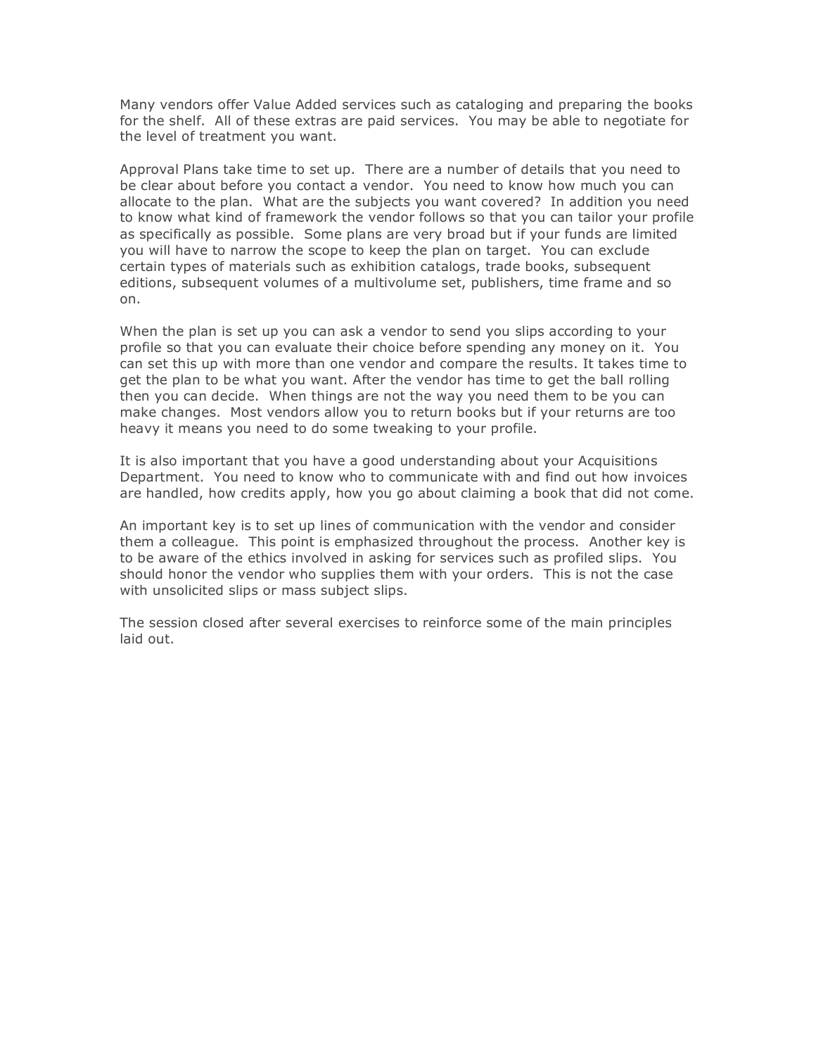Many vendors offer Value Added services such as cataloging and preparing the books for the shelf. All of these extras are paid services. You may be able to negotiate for the level of treatment you want.

Approval Plans take time to set up. There are a number of details that you need to be clear about before you contact a vendor. You need to know how much you can allocate to the plan. What are the subjects you want covered? In addition you need to know what kind of framework the vendor follows so that you can tailor your profile as specifically as possible. Some plans are very broad but if your funds are limited you will have to narrow the scope to keep the plan on target. You can exclude certain types of materials such as exhibition catalogs, trade books, subsequent editions, subsequent volumes of a multivolume set, publishers, time frame and so on.

When the plan is set up you can ask a vendor to send you slips according to your profile so that you can evaluate their choice before spending any money on it. You can set this up with more than one vendor and compare the results. It takes time to get the plan to be what you want. After the vendor has time to get the ball rolling then you can decide. When things are not the way you need them to be you can make changes. Most vendors allow you to return books but if your returns are too heavy it means you need to do some tweaking to your profile.

It is also important that you have a good understanding about your Acquisitions Department. You need to know who to communicate with and find out how invoices are handled, how credits apply, how you go about claiming a book that did not come.

An important key is to set up lines of communication with the vendor and consider them a colleague. This point is emphasized throughout the process. Another key is to be aware of the ethics involved in asking for services such as profiled slips. You should honor the vendor who supplies them with your orders. This is not the case with unsolicited slips or mass subject slips.

The session closed after several exercises to reinforce some of the main principles laid out.